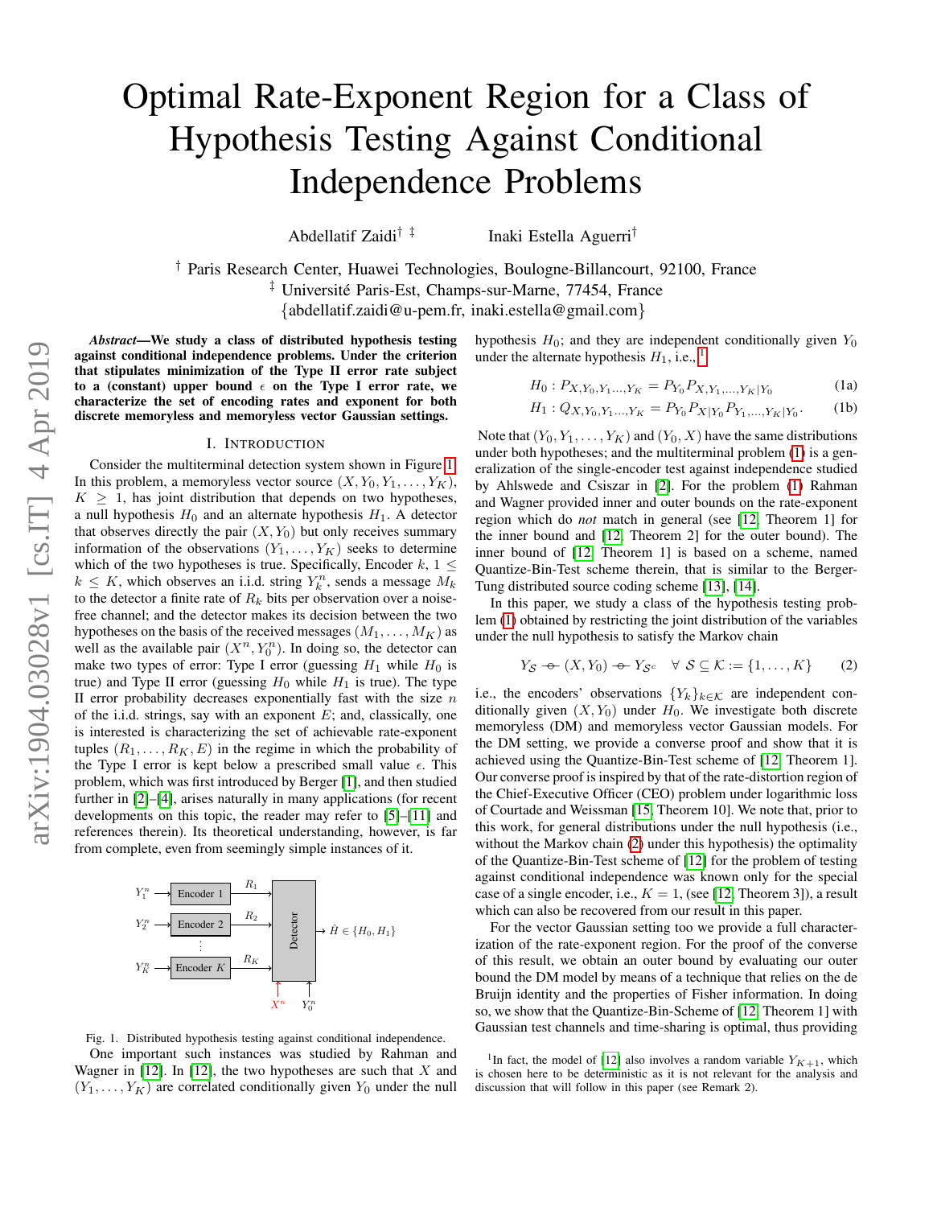# Optimal Rate-Exponent Region for a Class of Hypothesis Testing Against Conditional Independence Problems

Abdellatif Zaidi[†] [‡] Inaki Estella Aguerri[†]

[†] Paris Research Center, Huawei Technologies, Boulogne-Billancourt, 92100, France
[‡] Université Paris-Est, Champs-sur-Marne, 77454, France
{abdellatif.zaidi@u-pem.fr, inaki.estella@gmail.com}

***Abstract*—We study a class of distributed hypothesis testing against conditional independence problems. Under the criterion that stipulates minimization of the Type II error rate subject to a (constant) upper bound $\epsilon$ on the Type I error rate, we characterize the set of encoding rates and exponent for both discrete memoryless and memoryless vector Gaussian settings.**

## I. Introduction

Consider the multiterminal detection system shown in Figure 1. In this problem, a memoryless vector source $(X, Y_0, Y_1, \ldots, Y_K)$, $K \geq 1$, has joint distribution that depends on two hypotheses, a null hypothesis $H_0$ and an alternate hypothesis $H_1$. A detector that observes directly the pair $(X, Y_0)$ but only receives summary information of the observations $(Y_1, \ldots, Y_K)$ seeks to determine which of the two hypotheses is true. Specifically, Encoder $k$, $1 \leq k \leq K$, which observes an i.i.d. string $Y_k^n$, sends a message $M_k$ to the detector a finite rate of $R_k$ bits per observation over a noise-free channel; and the detector makes its decision between the two hypotheses on the basis of the received messages $(M_1, \ldots, M_K)$ as well as the available pair $(X^n, Y_0^n)$. In doing so, the detector can make two types of error: Type I error (guessing $H_1$ while $H_0$ is true) and Type II error (guessing $H_0$ while $H_1$ is true). The type II error probability decreases exponentially fast with the size $n$ of the i.i.d. strings, say with an exponent $E$; and, classically, one is interested is characterizing the set of achievable rate-exponent tuples $(R_1, \ldots, R_K, E)$ in the regime in which the probability of the Type I error is kept below a prescribed small value $\epsilon$. This problem, which was first introduced by Berger [1], and then studied further in [2]–[4], arises naturally in many applications (for recent developments on this topic, the reader may refer to [5]–[11] and references therein). Its theoretical understanding, however, is far from complete, even from seemingly simple instances of it.

Fig. 1. Distributed hypothesis testing against conditional independence.

One important such instances was studied by Rahman and Wagner in [12]. In [12], the two hypotheses are such that $X$ and $(Y_1, \ldots, Y_K)$ are correlated conditionally given $Y_0$ under the null hypothesis $H_0$; and they are independent conditionally given $Y_0$ under the alternate hypothesis $H_1$, i.e.,[1]

$$H_0 : P_{X,Y_0,Y_1\ldots,Y_K} = P_{Y_0} P_{X,Y_1,\ldots,Y_K|Y_0} \tag{1a}$$

$$H_1 : Q_{X,Y_0,Y_1\ldots,Y_K} = P_{Y_0} P_{X|Y_0} P_{Y_1,\ldots,Y_K|Y_0}. \tag{1b}$$

Note that $(Y_0, Y_1, \ldots, Y_K)$ and $(Y_0, X)$ have the same distributions under both hypotheses; and the multiterminal problem (1) is a generalization of the single-encoder test against independence studied by Ahlswede and Csiszar in [2]. For the problem (1) Rahman and Wagner provided inner and outer bounds on the rate-exponent region which do *not* match in general (see [12, Theorem 1] for the inner bound and [12, Theorem 2] for the outer bound). The inner bound of [12, Theorem 1] is based on a scheme, named Quantize-Bin-Test scheme therein, that is similar to the Berger-Tung distributed source coding scheme [13], [14].

In this paper, we study a class of the hypothesis testing problem (1) obtained by restricting the joint distribution of the variables under the null hypothesis to satisfy the Markov chain

$$Y_{\mathcal{S}} -\!\!\circ\!\!- (X, Y_0) -\!\!\circ\!\!- Y_{\mathcal{S}^c} \quad \forall\ \mathcal{S} \subseteq \mathcal{K} := \{1, \ldots, K\} \tag{2}$$

i.e., the encoders' observations $\{Y_k\}_{k \in \mathcal{K}}$ are independent conditionally given $(X, Y_0)$ under $H_0$. We investigate both discrete memoryless (DM) and memoryless vector Gaussian models. For the DM setting, we provide a converse proof and show that it is achieved using the Quantize-Bin-Test scheme of [12, Theorem 1]. Our converse proof is inspired by that of the rate-distortion region of the Chief-Executive Officer (CEO) problem under logarithmic loss of Courtade and Weissman [15, Theorem 10]. We note that, prior to this work, for general distributions under the null hypothesis (i.e., without the Markov chain (2) under this hypothesis) the optimality of the Quantize-Bin-Test scheme of [12] for the problem of testing against conditional independence was known only for the special case of a single encoder, i.e., $K = 1$, (see [12, Theorem 3]), a result which can also be recovered from our result in this paper.

For the vector Gaussian setting too we provide a full characterization of the rate-exponent region. For the proof of the converse of this result, we obtain an outer bound by evaluating our outer bound the DM model by means of a technique that relies on the de Bruijn identity and the properties of Fisher information. In doing so, we show that the Quantize-Bin-Scheme of [12, Theorem 1] with Gaussian test channels and time-sharing is optimal, thus providing

[1] In fact, the model of [12] also involves a random variable $Y_{K+1}$, which is chosen here to be deterministic as it is not relevant for the analysis and discussion that will follow in this paper (see Remark 2).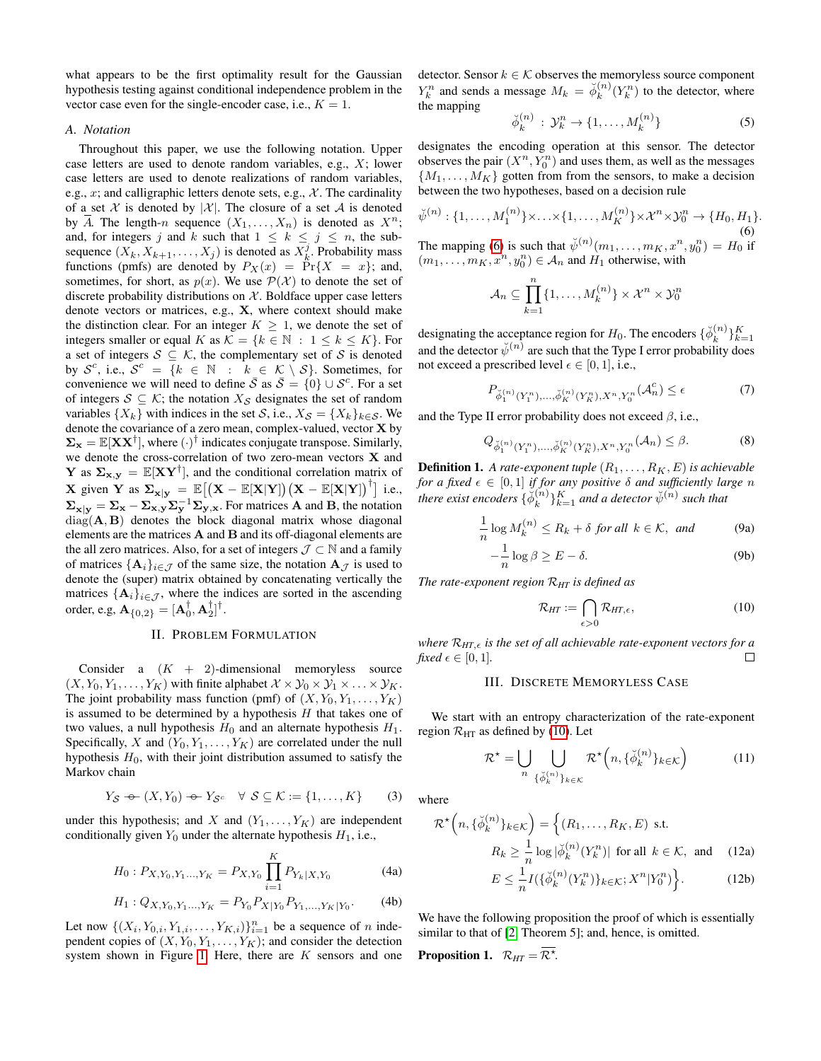what appears to be the first optimality result for the Gaussian hypothesis testing against conditional independence problem in the vector case even for the single-encoder case, i.e., $K = 1$.

### A. Notation

Throughout this paper, we use the following notation. Upper case letters are used to denote random variables, e.g., $X$; lower case letters are used to denote realizations of random variables, e.g., $x$; and calligraphic letters denote sets, e.g., $\mathcal{X}$. The cardinality of a set $\mathcal{X}$ is denoted by $|\mathcal{X}|$. The closure of a set $\mathcal{A}$ is denoted by $\overline{\mathcal{A}}$. The length-$n$ sequence $(X_1, \ldots, X_n)$ is denoted as $X^n$; and, for integers $j$ and $k$ such that $1 \leq k \leq j \leq n$, the sub-sequence $(X_k, X_{k+1}, \ldots, X_j)$ is denoted as $X_k^j$. Probability mass functions (pmfs) are denoted by $P_X(x) = \Pr\{X = x\}$; and, sometimes, for short, as $p(x)$. We use $\mathcal{P}(\mathcal{X})$ to denote the set of discrete probability distributions on $\mathcal{X}$. Boldface upper case letters denote vectors or matrices, e.g., $\mathbf{X}$, where context should make the distinction clear. For an integer $K \geq 1$, we denote the set of integers smaller or equal $K$ by $\mathcal{K} = \{k \in \mathbb{N} : 1 \leq k \leq K\}$. For a set of integers $\mathcal{S} \subseteq \mathcal{K}$, the complementary set of $\mathcal{S}$ is denoted by $\mathcal{S}^c$, i.e., $\mathcal{S}^c = \{k \in \mathbb{N} : k \in \mathcal{K} \setminus \mathcal{S}\}$. Sometimes, for convenience we will need to define $\bar{\mathcal{S}}$ as $\bar{\mathcal{S}} = \{0\} \cup \mathcal{S}^c$. For a set of integers $\mathcal{S} \subseteq \mathcal{K}$; the notation $X_{\mathcal{S}}$ designates the set of random variables $\{X_k\}$ with indices in the set $\mathcal{S}$, i.e., $X_{\mathcal{S}} = \{X_k\}_{k \in \mathcal{S}}$. We denote the covariance of a zero mean, complex-valued, vector $\mathbf{X}$ by $\mathbf{\Sigma}_{\mathbf{x}} = \mathbb{E}[\mathbf{X}\mathbf{X}^\dagger]$, where $(\cdot)^\dagger$ indicates conjugate transpose. Similarly, we denote the cross-correlation of two zero-mean vectors $\mathbf{X}$ and $\mathbf{Y}$ as $\mathbf{\Sigma}_{\mathbf{x},\mathbf{y}} = \mathbb{E}[\mathbf{X}\mathbf{Y}^\dagger]$, and the conditional correlation matrix of $\mathbf{X}$ given $\mathbf{Y}$ as $\mathbf{\Sigma}_{\mathbf{x}|\mathbf{y}} = \mathbb{E}\big[\big(\mathbf{X} - \mathbb{E}[\mathbf{X}|\mathbf{Y}]\big)\big(\mathbf{X} - \mathbb{E}[\mathbf{X}|\mathbf{Y}]\big)^\dagger\big]$ i.e., $\mathbf{\Sigma}_{\mathbf{x}|\mathbf{y}} = \mathbf{\Sigma}_{\mathbf{x}} - \mathbf{\Sigma}_{\mathbf{x},\mathbf{y}}\mathbf{\Sigma}_{\mathbf{y}}^{-1}\mathbf{\Sigma}_{\mathbf{y},\mathbf{x}}$. For matrices $\mathbf{A}$ and $\mathbf{B}$, the notation $\mathrm{diag}(\mathbf{A}, \mathbf{B})$ denotes the block diagonal matrix whose diagonal elements are the matrices $\mathbf{A}$ and $\mathbf{B}$ and its off-diagonal elements are the all zero matrices. Also, for a set of integers $\mathcal{J} \subset \mathbb{N}$ and a family of matrices $\{\mathbf{A}_i\}_{i \in \mathcal{J}}$ of the same size, the notation $\mathbf{A}_{\mathcal{J}}$ is used to denote the (super) matrix obtained by concatenating vertically the matrices $\{\mathbf{A}_i\}_{i \in \mathcal{J}}$, where the indices are sorted in the ascending order, e.g, $\mathbf{A}_{\{0,2\}} = [\mathbf{A}_0^\dagger, \mathbf{A}_2^\dagger]^\dagger$.

## II. Problem Formulation

Consider a $(K+2)$-dimensional memoryless source $(X, Y_0, Y_1, \ldots, Y_K)$ with finite alphabet $\mathcal{X} \times \mathcal{Y}_0 \times \mathcal{Y}_1 \times \ldots \times \mathcal{Y}_K$. The joint probability mass function (pmf) of $(X, Y_0, Y_1, \ldots, Y_K)$ is assumed to be determined by a hypothesis $H$ that takes one of two values, a null hypothesis $H_0$ and an alternate hypothesis $H_1$. Specifically, $X$ and $(Y_0, Y_1, \ldots, Y_K)$ are correlated under the null hypothesis $H_0$, with their joint distribution assumed to satisfy the Markov chain

$$Y_{\mathcal{S}} -\!\!\circ\!\!- (X, Y_0) -\!\!\circ\!\!- Y_{\mathcal{S}^c} \quad \forall\ \mathcal{S} \subseteq \mathcal{K} := \{1, \ldots, K\} \tag{3}$$

under this hypothesis; and $X$ and $(Y_1, \ldots, Y_K)$ are independent conditionally given $Y_0$ under the alternate hypothesis $H_1$, i.e.,

$$H_0 : P_{X,Y_0,Y_1\ldots,Y_K} = P_{X,Y_0} \prod_{i=1}^{K} P_{Y_k|X,Y_0} \tag{4a}$$

$$H_1 : Q_{X,Y_0,Y_1\ldots,Y_K} = P_{Y_0} P_{X|Y_0} P_{Y_1,\ldots,Y_K|Y_0}. \tag{4b}$$

Let now $\{(X_i, Y_{0,i}, Y_{1,i}, \ldots, Y_{K,i})\}_{i=1}^n$ be a sequence of $n$ independent copies of $(X, Y_0, Y_1, \ldots, Y_K)$; and consider the detection system shown in Figure 1. Here, there are $K$ sensors and one detector. Sensor $k \in \mathcal{K}$ observes the memoryless source component $Y_k^n$ and sends a message $M_k = \breve{\phi}_k^{(n)}(Y_k^n)$ to the detector, where the mapping

$$\breve{\phi}_k^{(n)} : \mathcal{Y}_k^n \to \{1, \ldots, M_k^{(n)}\} \tag{5}$$

designates the encoding operation at this sensor. The detector observes the pair $(X^n, Y_0^n)$ and uses them, as well as the messages $\{M_1, \ldots, M_K\}$ gotten from from the sensors, to make a decision between the two hypotheses, based on a decision rule

$$\breve{\psi}^{(n)} : \{1, \ldots, M_1^{(n)}\} \times \ldots \times \{1, \ldots, M_K^{(n)}\} \times \mathcal{X}^n \times \mathcal{Y}_0^n \to \{H_0, H_1\}. \tag{6}$$

The mapping (6) is such that $\breve{\psi}^{(n)}(m_1, \ldots, m_K, x^n, y_0^n) = H_0$ if $(m_1, \ldots, m_K, x^n, y_0^n) \in \mathcal{A}_n$ and $H_1$ otherwise, with

$$\mathcal{A}_n \subseteq \prod_{k=1}^{n} \{1, \ldots, M_k^{(n)}\} \times \mathcal{X}^n \times \mathcal{Y}_0^n$$

designating the acceptance region for $H_0$. The encoders $\{\breve{\phi}_k^{(n)}\}_{k=1}^K$ and the detector $\breve{\psi}^{(n)}$ are such that the Type I error probability does not exceed a prescribed level $\epsilon \in [0, 1]$, i.e.,

$$P_{\breve{\phi}_1^{(n)}(Y_1^n), \ldots, \breve{\phi}_K^{(n)}(Y_K^n), X^n, Y_0^n}(\mathcal{A}_n^c) \leq \epsilon \tag{7}$$

and the Type II error probability does not exceed $\beta$, i.e.,

$$Q_{\breve{\phi}_1^{(n)}(Y_1^n), \ldots, \breve{\phi}_K^{(n)}(Y_K^n), X^n, Y_0^n}(\mathcal{A}_n) \leq \beta. \tag{8}$$

**Definition 1.** *A rate-exponent tuple $(R_1, \ldots, R_K, E)$ is achievable for a fixed $\epsilon \in [0, 1]$ if for any positive $\delta$ and sufficiently large $n$ there exist encoders $\{\breve{\phi}_k^{(n)}\}_{k=1}^K$ and a detector $\breve{\psi}^{(n)}$ such that*

$$\frac{1}{n} \log M_k^{(n)} \leq R_k + \delta \text{ for all } k \in \mathcal{K}, \text{ and} \tag{9a}$$

$$-\frac{1}{n} \log \beta \geq E - \delta. \tag{9b}$$

*The rate-exponent region $\mathcal{R}_{HT}$ is defined as*

$$\mathcal{R}_{HT} := \bigcap_{\epsilon > 0} \mathcal{R}_{HT,\epsilon}, \tag{10}$$

*where $\mathcal{R}_{HT,\epsilon}$ is the set of all achievable rate-exponent vectors for a fixed $\epsilon \in [0, 1]$.* □

## III. Discrete Memoryless Case

We start with an entropy characterization of the rate-exponent region $\mathcal{R}_{\mathrm{HT}}$ as defined by (10). Let

$$\mathcal{R}^\star = \bigcup_{n} \bigcup_{\{\breve{\phi}_k^{(n)}\}_{k \in \mathcal{K}}} \mathcal{R}^\star\Big(n, \{\breve{\phi}_k^{(n)}\}_{k \in \mathcal{K}}\Big) \tag{11}$$

where

$$\mathcal{R}^\star\Big(n, \{\breve{\phi}_k^{(n)}\}_{k \in \mathcal{K}}\Big) = \Big\{(R_1, \ldots, R_K, E) \text{ s.t.}$$

$$R_k \geq \frac{1}{n} \log |\breve{\phi}_k^{(n)}(Y_k^n)| \text{ for all } k \in \mathcal{K}, \text{ and} \tag{12a}$$

$$E \leq \frac{1}{n} I(\{\breve{\phi}_k^{(n)}(Y_k^n)\}_{k \in \mathcal{K}}; X^n | Y_0^n)\Big\}. \tag{12b}$$

We have the following proposition the proof of which is essentially similar to that of [2, Theorem 5]; and, hence, is omitted.

**Proposition 1.** $\mathcal{R}_{HT} = \overline{\mathcal{R}^\star}$.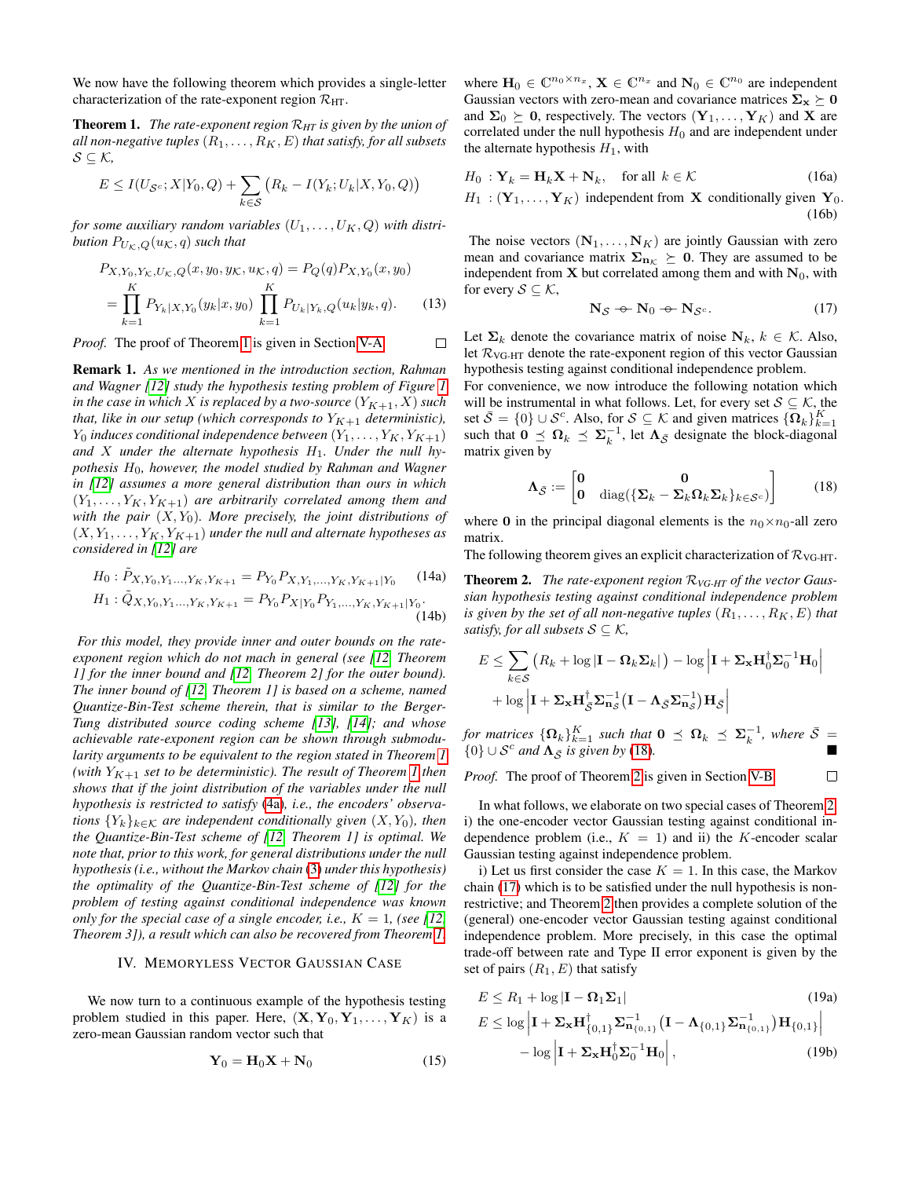We now have the following theorem which provides a single-letter characterization of the rate-exponent region $\mathcal{R}_{\text{HT}}$.

**Theorem 1.** *The rate-exponent region $\mathcal{R}_{HT}$ is given by the union of all non-negative tuples $(R_1,\dots,R_K,E)$ that satisfy, for all subsets $\mathcal{S}\subseteq\mathcal{K}$,*

$$E \leq I(U_{\mathcal{S}^c};X|Y_0,Q) + \sum_{k\in\mathcal{S}}\big(R_k - I(Y_k;U_k|X,Y_0,Q)\big)$$

*for some auxiliary random variables $(U_1,\dots,U_K,Q)$ with distribution $P_{U_{\mathcal{K}},Q}(u_{\mathcal{K}},q)$ such that*

$$\begin{aligned}
P_{X,Y_0,Y_{\mathcal{K}},U_{\mathcal{K}},Q}&(x,y_0,y_{\mathcal{K}},u_{\mathcal{K}},q) = P_Q(q)P_{X,Y_0}(x,y_0)\\
&= \prod_{k=1}^{K} P_{Y_k|X,Y_0}(y_k|x,y_0)\prod_{k=1}^{K} P_{U_k|Y_k,Q}(u_k|y_k,q). \qquad (13)
\end{aligned}$$

*Proof.* The proof of Theorem 1 is given in Section V-A. $\square$

**Remark 1.** *As we mentioned in the introduction section, Rahman and Wagner [12] study the hypothesis testing problem of Figure 1 in the case in which $X$ is replaced by a two-source $(Y_{K+1},X)$ such that, like in our setup (which corresponds to $Y_{K+1}$ deterministic), $Y_0$ induces conditional independence between $(Y_1,\dots,Y_K,Y_{K+1})$ and $X$ under the alternate hypothesis $H_1$. Under the null hypothesis $H_0$, however, the model studied by Rahman and Wagner in [12] assumes a more general distribution than ours in which $(Y_1,\dots,Y_K,Y_{K+1})$ are arbitrarily correlated among them and with the pair $(X,Y_0)$. More precisely, the joint distributions of $(X,Y_1,\dots,Y_K,Y_{K+1})$ under the null and alternate hypotheses as considered in [12] are*

$$H_0 : \tilde{P}_{X,Y_0,Y_1\dots,Y_K,Y_{K+1}} = P_{Y_0}P_{X,Y_1,\dots,Y_K,Y_{K+1}|Y_0} \qquad (14a)$$

$$H_1 : \tilde{Q}_{X,Y_0,Y_1\dots,Y_K,Y_{K+1}} = P_{Y_0}P_{X|Y_0}P_{Y_1,\dots,Y_K,Y_{K+1}|Y_0}. \qquad (14b)$$

*For this model, they provide inner and outer bounds on the rate-exponent region which do not mach in general (see [12, Theorem 1] for the inner bound and [12, Theorem 2] for the outer bound). The inner bound of [12, Theorem 1] is based on a scheme, named Quantize-Bin-Test scheme therein, that is similar to the Berger-Tung distributed source coding scheme [13], [14]; and whose achievable rate-exponent region can be shown through submodularity arguments to be equivalent to the region stated in Theorem 1 (with $Y_{K+1}$ set to be deterministic). The result of Theorem 1 then shows that if the joint distribution of the variables under the null hypothesis is restricted to satisfy (4a), i.e., the encoders' observations $\{Y_k\}_{k\in\mathcal{K}}$ are independent conditionally given $(X,Y_0)$, then the Quantize-Bin-Test scheme of [12, Theorem 1] is optimal. We note that, prior to this work, for general distributions under the null hypothesis (i.e., without the Markov chain (3) under this hypothesis) the optimality of the Quantize-Bin-Test scheme of [12] for the problem of testing against conditional independence was known only for the special case of a single encoder, i.e., $K=1$, (see [12, Theorem 3]), a result which can also be recovered from Theorem 1.*

## IV. Memoryless Vector Gaussian Case

We now turn to a continuous example of the hypothesis testing problem studied in this paper. Here, $(\mathbf{X},\mathbf{Y}_0,\mathbf{Y}_1,\dots,\mathbf{Y}_K)$ is a zero-mean Gaussian random vector such that

$$\mathbf{Y}_0 = \mathbf{H}_0\mathbf{X} + \mathbf{N}_0 \qquad (15)$$

where $\mathbf{H}_0\in\mathbb{C}^{n_0\times n_x}$, $\mathbf{X}\in\mathbb{C}^{n_x}$ and $\mathbf{N}_0\in\mathbb{C}^{n_0}$ are independent Gaussian vectors with zero-mean and covariance matrices $\mathbf{\Sigma_x}\succeq\mathbf{0}$ and $\mathbf{\Sigma}_0\succeq\mathbf{0}$, respectively. The vectors $(\mathbf{Y}_1,\dots,\mathbf{Y}_K)$ and $\mathbf{X}$ are correlated under the null hypothesis $H_0$ and are independent under the alternate hypothesis $H_1$, with

$$H_0 \;:\; \mathbf{Y}_k = \mathbf{H}_k\mathbf{X} + \mathbf{N}_k, \quad \text{for all } k\in\mathcal{K} \qquad (16a)$$

$$H_1 \;:\; (\mathbf{Y}_1,\dots,\mathbf{Y}_K) \text{ independent from } \mathbf{X} \text{ conditionally given } \mathbf{Y}_0. \qquad (16b)$$

The noise vectors $(\mathbf{N}_1,\dots,\mathbf{N}_K)$ are jointly Gaussian with zero mean and covariance matrix $\mathbf{\Sigma}_{\mathbf{n}_{\mathcal{K}}}\succeq\mathbf{0}$. They are assumed to be independent from $\mathbf{X}$ but correlated among them and with $\mathbf{N}_0$, with for every $\mathcal{S}\subseteq\mathcal{K}$,

$$\mathbf{N}_{\mathcal{S}} -\!\!\circ\!\!- \mathbf{N}_0 -\!\!\circ\!\!- \mathbf{N}_{\mathcal{S}^c}. \qquad (17)$$

Let $\mathbf{\Sigma}_k$ denote the covariance matrix of noise $\mathbf{N}_k$, $k\in\mathcal{K}$. Also, let $\mathcal{R}_{\text{VG-HT}}$ denote the rate-exponent region of this vector Gaussian hypothesis testing against conditional independence problem.
For convenience, we now introduce the following notation which will be instrumental in what follows. Let, for every set $\mathcal{S}\subseteq\mathcal{K}$, the set $\bar{\mathcal{S}}=\{0\}\cup\mathcal{S}^c$. Also, for $\mathcal{S}\subseteq\mathcal{K}$ and given matrices $\{\mathbf{\Omega}_k\}_{k=1}^K$ such that $\mathbf{0}\preceq\mathbf{\Omega}_k\preceq\mathbf{\Sigma}_k^{-1}$, let $\mathbf{\Lambda}_{\bar{\mathcal{S}}}$ designate the block-diagonal matrix given by

$$\mathbf{\Lambda}_{\bar{\mathcal{S}}} := \begin{bmatrix}\mathbf{0} & \mathbf{0}\\ \mathbf{0} & \operatorname{diag}(\{\mathbf{\Sigma}_k - \mathbf{\Sigma}_k\mathbf{\Omega}_k\mathbf{\Sigma}_k\}_{k\in\mathcal{S}^c})\end{bmatrix} \qquad (18)$$

where $\mathbf{0}$ in the principal diagonal elements is the $n_0\times n_0$-all zero matrix.
The following theorem gives an explicit characterization of $\mathcal{R}_{\text{VG-HT}}$.

**Theorem 2.** *The rate-exponent region $\mathcal{R}_{\text{VG-HT}}$ of the vector Gaussian hypothesis testing against conditional independence problem is given by the set of all non-negative tuples $(R_1,\dots,R_K,E)$ that satisfy, for all subsets $\mathcal{S}\subseteq\mathcal{K}$,*

$$\begin{aligned}
E \leq &\sum_{k\in\mathcal{S}}\big(R_k + \log|\mathbf{I}-\mathbf{\Omega}_k\mathbf{\Sigma}_k|\big) - \log\left|\mathbf{I}+\mathbf{\Sigma_x}\mathbf{H}_0^{\dagger}\mathbf{\Sigma}_0^{-1}\mathbf{H}_0\right|\\
&+\log\left|\mathbf{I}+\mathbf{\Sigma_x}\mathbf{H}_{\bar{\mathcal{S}}}^{\dagger}\mathbf{\Sigma}_{\mathbf{n}_{\bar{\mathcal{S}}}}^{-1}\big(\mathbf{I}-\mathbf{\Lambda}_{\bar{\mathcal{S}}}\mathbf{\Sigma}_{\mathbf{n}_{\bar{\mathcal{S}}}}^{-1}\big)\mathbf{H}_{\bar{\mathcal{S}}}\right|
\end{aligned}$$

*for matrices $\{\mathbf{\Omega}_k\}_{k=1}^K$ such that $\mathbf{0}\preceq\mathbf{\Omega}_k\preceq\mathbf{\Sigma}_k^{-1}$, where $\bar{\mathcal{S}}=\{0\}\cup\mathcal{S}^c$ and $\mathbf{\Lambda}_{\bar{\mathcal{S}}}$ is given by (18).* $\blacksquare$

*Proof.* The proof of Theorem 2 is given in Section V-B. $\square$

In what follows, we elaborate on two special cases of Theorem 2, i) the one-encoder vector Gaussian testing against conditional independence problem (i.e., $K=1$) and ii) the $K$-encoder scalar Gaussian testing against independence problem.

i) Let us first consider the case $K=1$. In this case, the Markov chain (17) which is to be satisfied under the null hypothesis is non-restrictive; and Theorem 2 then provides a complete solution of the (general) one-encoder vector Gaussian testing against conditional independence problem. More precisely, in this case the optimal trade-off between rate and Type II error exponent is given by the set of pairs $(R_1,E)$ that satisfy

$$E \leq R_1 + \log|\mathbf{I}-\mathbf{\Omega}_1\mathbf{\Sigma}_1| \qquad (19a)$$

$$\begin{aligned}
E \leq &\log\left|\mathbf{I}+\mathbf{\Sigma_x}\mathbf{H}_{\{0,1\}}^{\dagger}\mathbf{\Sigma}_{\mathbf{n}_{\{0,1\}}}^{-1}\big(\mathbf{I}-\mathbf{\Lambda}_{\{0,1\}}\mathbf{\Sigma}_{\mathbf{n}_{\{0,1\}}}^{-1}\big)\mathbf{H}_{\{0,1\}}\right|\\
&-\log\left|\mathbf{I}+\mathbf{\Sigma_x}\mathbf{H}_0^{\dagger}\mathbf{\Sigma}_0^{-1}\mathbf{H}_0\right|,
\end{aligned} \qquad (19b)$$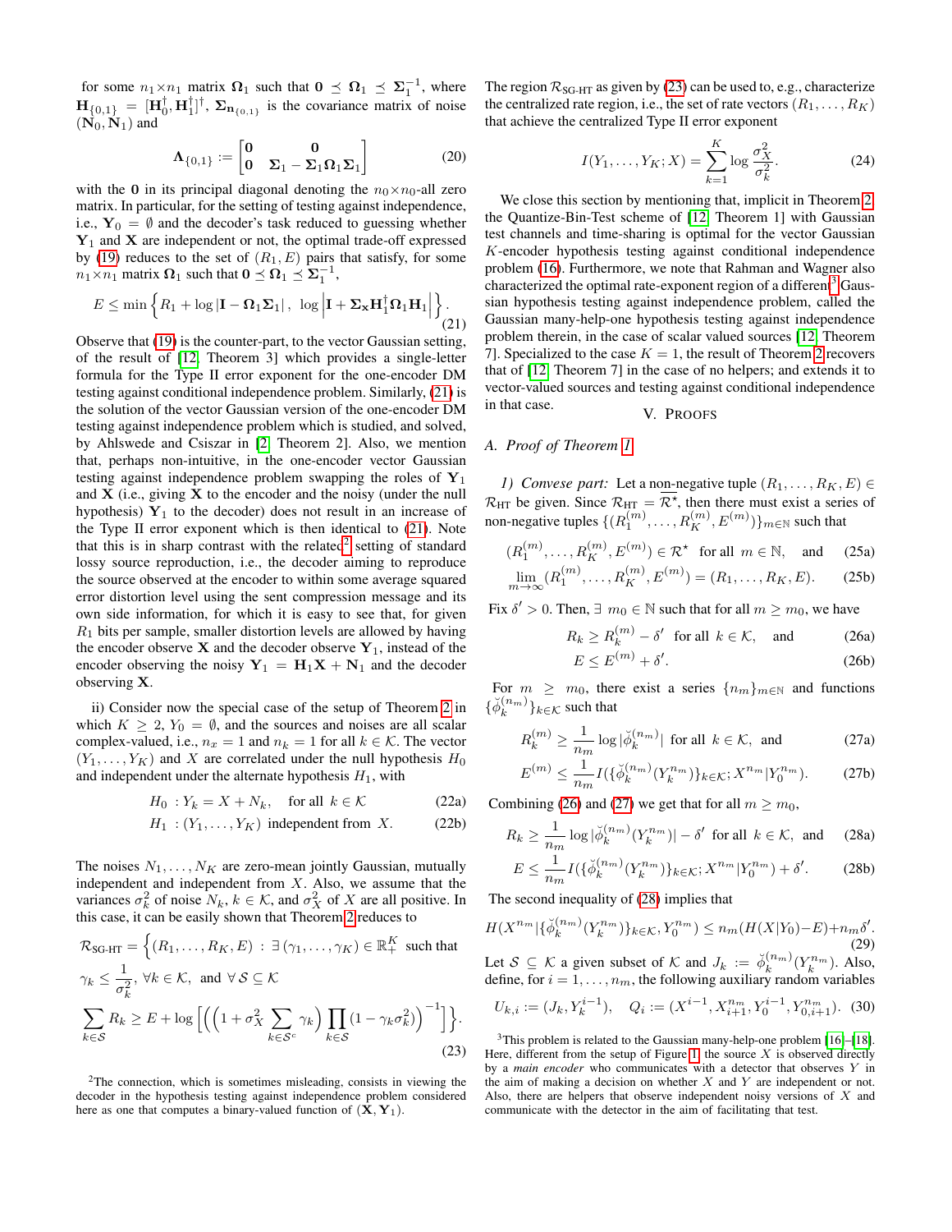for some $n_1 \times n_1$ matrix $\mathbf{\Omega}_1$ such that $\mathbf{0} \preceq \mathbf{\Omega}_1 \preceq \mathbf{\Sigma}_1^{-1}$, where $\mathbf{H}_{\{0,1\}} = [\mathbf{H}_0^\dagger, \mathbf{H}_1^\dagger]^\dagger$, $\mathbf{\Sigma}_{\mathbf{n}_{\{0,1\}}}$ is the covariance matrix of noise $(\mathbf{N}_0, \mathbf{N}_1)$ and

$$\mathbf{\Lambda}_{\{0,1\}} := \begin{bmatrix} \mathbf{0} & \mathbf{0} \\ \mathbf{0} & \mathbf{\Sigma}_1 - \mathbf{\Sigma}_1\mathbf{\Omega}_1\mathbf{\Sigma}_1 \end{bmatrix} \tag{20}$$

with the $\mathbf{0}$ in its principal diagonal denoting the $n_0 \times n_0$-all zero matrix. In particular, for the setting of testing against independence, i.e., $\mathbf{Y}_0 = \emptyset$ and the decoder's task reduced to guessing whether $\mathbf{Y}_1$ and $\mathbf{X}$ are independent or not, the optimal trade-off expressed by (19) reduces to the set of $(R_1, E)$ pairs that satisfy, for some $n_1 \times n_1$ matrix $\mathbf{\Omega}_1$ such that $\mathbf{0} \preceq \mathbf{\Omega}_1 \preceq \mathbf{\Sigma}_1^{-1}$,

$$E \leq \min\left\{ R_1 + \log|\mathbf{I} - \mathbf{\Omega}_1\mathbf{\Sigma}_1|,\ \log\left|\mathbf{I} + \mathbf{\Sigma}_{\mathbf{x}}\mathbf{H}_1^\dagger\mathbf{\Omega}_1\mathbf{H}_1\right| \right\}. \tag{21}$$

Observe that (19) is the counter-part, to the vector Gaussian setting, of the result of [12, Theorem 3] which provides a single-letter formula for the Type II error exponent for the one-encoder DM testing against conditional independence problem. Similarly, (21) is the solution of the vector Gaussian version of the one-encoder DM testing against independence problem which is studied, and solved, by Ahlswede and Csiszar in [2, Theorem 2]. Also, we mention that, perhaps non-intuitive, in the one-encoder vector Gaussian testing against independence problem swapping the roles of $\mathbf{Y}_1$ and $\mathbf{X}$ (i.e., giving $\mathbf{X}$ to the encoder and the noisy (under the null hypothesis) $\mathbf{Y}_1$ to the decoder) does not result in an increase of the Type II error exponent which is then identical to (21). Note that this is in sharp contrast with the related[2] setting of standard lossy source reproduction, i.e., the decoder aiming to reproduce the source observed at the encoder to within some average squared error distortion level using the sent compression message and its own side information, for which it is easy to see that, for given $R_1$ bits per sample, smaller distortion levels are allowed by having the encoder observe $\mathbf{X}$ and the decoder observe $\mathbf{Y}_1$, instead of the encoder observing the noisy $\mathbf{Y}_1 = \mathbf{H}_1\mathbf{X} + \mathbf{N}_1$ and the decoder observing $\mathbf{X}$.

ii) Consider now the special case of the setup of Theorem 2 in which $K \geq 2$, $Y_0 = \emptyset$, and the sources and noises are all scalar complex-valued, i.e., $n_x = 1$ and $n_k = 1$ for all $k \in \mathcal{K}$. The vector $(Y_1, \dots, Y_K)$ and $X$ are correlated under the null hypothesis $H_0$ and independent under the alternate hypothesis $H_1$, with

$$H_0\ : Y_k = X + N_k, \quad \text{for all } k \in \mathcal{K} \tag{22a}$$

$$H_1\ : (Y_1, \dots, Y_K) \text{ independent from } X. \tag{22b}$$

The noises $N_1, \dots, N_K$ are zero-mean jointly Gaussian, mutually independent and independent from $X$. Also, we assume that the variances $\sigma_k^2$ of noise $N_k$, $k \in \mathcal{K}$, and $\sigma_X^2$ of $X$ are all positive. In this case, it can be easily shown that Theorem 2 reduces to

$$\mathcal{R}_{\text{SG-HT}} = \Big\{ (R_1, \dots, R_K, E) \,:\, \exists\, (\gamma_1, \dots, \gamma_K) \in \mathbb{R}_+^K \text{ such that }$$
$$\gamma_k \leq \frac{1}{\sigma_k^2},\ \forall k \in \mathcal{K}, \text{ and } \forall\, \mathcal{S} \subseteq \mathcal{K}$$
$$\sum_{k\in\mathcal{S}} R_k \geq E + \log\left[\left(\Big(1 + \sigma_X^2 \sum_{k\in\mathcal{S}^c} \gamma_k\Big) \prod_{k\in\mathcal{S}} (1 - \gamma_k\sigma_k^2)\right)^{-1}\right] \Big\}. \tag{23}$$

The region $\mathcal{R}_{\text{SG-HT}}$ as given by (23) can be used to, e.g., characterize the centralized rate region, i.e., the set of rate vectors $(R_1, \dots, R_K)$ that achieve the centralized Type II error exponent

$$I(Y_1, \dots, Y_K; X) = \sum_{k=1}^{K} \log \frac{\sigma_X^2}{\sigma_k^2}. \tag{24}$$

We close this section by mentioning that, implicit in Theorem 2, the Quantize-Bin-Test scheme of [12, Theorem 1] with Gaussian test channels and time-sharing is optimal for the vector Gaussian $K$-encoder hypothesis testing against conditional independence problem (16). Furthermore, we note that Rahman and Wagner also characterized the optimal rate-exponent region of a different[3] Gaussian hypothesis testing against independence problem, called the Gaussian many-help-one hypothesis testing against independence problem therein, in the case of scalar valued sources [12, Theorem 7]. Specialized to the case $K = 1$, the result of Theorem 2 recovers that of [12, Theorem 7] in the case of no helpers; and extends it to vector-valued sources and testing against conditional independence in that case.

## V. Proofs

### A. Proof of Theorem 1

*1) Converse part:* Let a non-negative tuple $(R_1, \dots, R_K, E) \in \mathcal{R}_{\text{HT}}$ be given. Since $\mathcal{R}_{\text{HT}} = \overline{\mathcal{R}^\star}$, then there must exist a series of non-negative tuples $\{(R_1^{(m)}, \dots, R_K^{(m)}, E^{(m)})\}_{m\in\mathbb{N}}$ such that

$$(R_1^{(m)}, \dots, R_K^{(m)}, E^{(m)}) \in \mathcal{R}^\star \quad \text{for all } m \in \mathbb{N}, \quad \text{and} \tag{25a}$$

$$\lim_{m\to\infty} (R_1^{(m)}, \dots, R_K^{(m)}, E^{(m)}) = (R_1, \dots, R_K, E). \tag{25b}$$

Fix $\delta' > 0$. Then, $\exists\ m_0 \in \mathbb{N}$ such that for all $m \geq m_0$, we have

$$R_k \geq R_k^{(m)} - \delta' \quad \text{for all } k \in \mathcal{K}, \quad \text{and} \tag{26a}$$

$$E \leq E^{(m)} + \delta'. \tag{26b}$$

For $m \geq m_0$, there exist a series $\{n_m\}_{m\in\mathbb{N}}$ and functions $\{\breve{\phi}_k^{(n_m)}\}_{k\in\mathcal{K}}$ such that

$$R_k^{(m)} \geq \frac{1}{n_m} \log|\breve{\phi}_k^{(n_m)}| \text{ for all } k \in \mathcal{K}, \text{ and} \tag{27a}$$

$$E^{(m)} \leq \frac{1}{n_m} I(\{\breve{\phi}_k^{(n_m)}(Y_k^{n_m})\}_{k\in\mathcal{K}}; X^{n_m}|Y_0^{n_m}). \tag{27b}$$

Combining (26) and (27) we get that for all $m \geq m_0$,

$$R_k \geq \frac{1}{n_m} \log|\breve{\phi}_k^{(n_m)}(Y_k^{n_m})| - \delta' \text{ for all } k \in \mathcal{K}, \text{ and} \tag{28a}$$

$$E \leq \frac{1}{n_m} I(\{\breve{\phi}_k^{(n_m)}(Y_k^{n_m})\}_{k\in\mathcal{K}}; X^{n_m}|Y_0^{n_m}) + \delta'. \tag{28b}$$

The second inequality of (28) implies that

$$H(X^{n_m}|\{\breve{\phi}_k^{(n_m)}(Y_k^{n_m})\}_{k\in\mathcal{K}}, Y_0^{n_m}) \leq n_m(H(X|Y_0) - E) + n_m\delta'. \tag{29}$$

Let $\mathcal{S} \subseteq \mathcal{K}$ a given subset of $\mathcal{K}$ and $J_k := \breve{\phi}_k^{(n_m)}(Y_k^{n_m})$. Also, define, for $i = 1, \dots, n_m$, the following auxiliary random variables

$$U_{k,i} := (J_k, Y_k^{i-1}), \quad Q_i := (X^{i-1}, X_{i+1}^{n_m}, Y_0^{i-1}, Y_{0,i+1}^{n_m}). \tag{30}$$

---

[2] The connection, which is sometimes misleading, consists in viewing the decoder in the hypothesis testing against independence problem considered here as one that computes a binary-valued function of $(\mathbf{X}, \mathbf{Y}_1)$.

[3] This problem is related to the Gaussian many-help-one problem [16]–[18]. Here, different from the setup of Figure 1, the source $X$ is observed directly by a *main encoder* who communicates with a detector that observes $Y$ in the aim of making a decision on whether $X$ and $Y$ are independent or not. Also, there are helpers that observe independent noisy versions of $X$ and communicate with the detector in the aim of facilitating that test.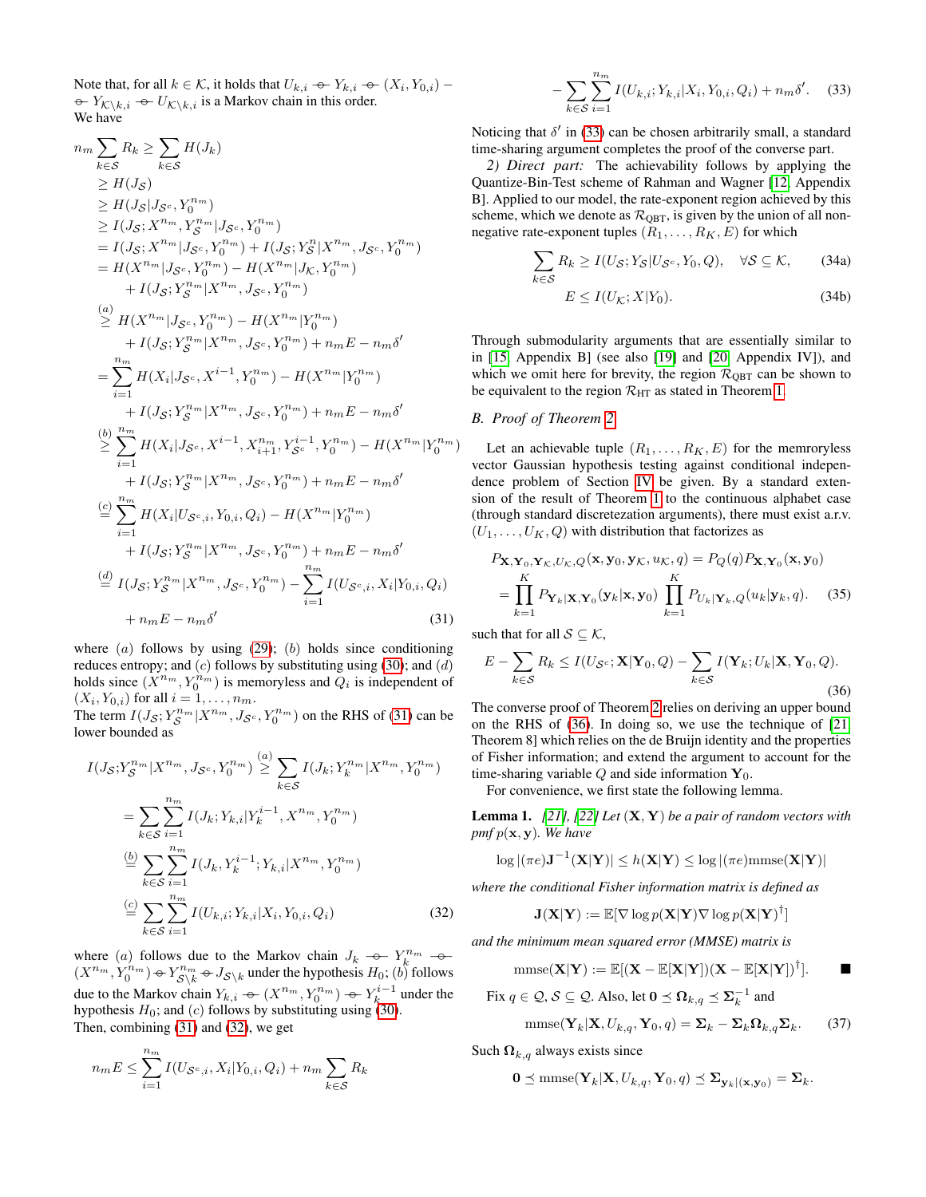Note that, for all $k \in \mathcal{K}$, it holds that $U_{k,i} -\!\!\circ\!\!- Y_{k,i} -\!\!\circ\!\!- (X_i, Y_{0,i}) -\!\!\circ\!\!- Y_{\mathcal{K}\setminus k,i} -\!\!\circ\!\!- U_{\mathcal{K}\setminus k,i}$ is a Markov chain in this order.
We have

$$
\begin{aligned}
n_m \sum_{k\in\mathcal{S}} R_k &\geq \sum_{k\in\mathcal{S}} H(J_k) \\
&\geq H(J_\mathcal{S}) \\
&\geq H(J_\mathcal{S}|J_{\mathcal{S}^c}, Y_0^{n_m}) \\
&\geq I(J_\mathcal{S}; X^{n_m}, Y_\mathcal{S}^{n_m}|J_{\mathcal{S}^c}, Y_0^{n_m}) \\
&= I(J_\mathcal{S}; X^{n_m}|J_{\mathcal{S}^c}, Y_0^{n_m}) + I(J_\mathcal{S}; Y_\mathcal{S}^n|X^{n_m}, J_{\mathcal{S}^c}, Y_0^{n_m}) \\
&= H(X^{n_m}|J_{\mathcal{S}^c}, Y_0^{n_m}) - H(X^{n_m}|J_\mathcal{K}, Y_0^{n_m}) \\
&\quad + I(J_\mathcal{S}; Y_\mathcal{S}^{n_m}|X^{n_m}, J_{\mathcal{S}^c}, Y_0^{n_m}) \\
&\overset{(a)}{\geq} H(X^{n_m}|J_{\mathcal{S}^c}, Y_0^{n_m}) - H(X^{n_m}|Y_0^{n_m}) \\
&\quad + I(J_\mathcal{S}; Y_\mathcal{S}^{n_m}|X^{n_m}, J_{\mathcal{S}^c}, Y_0^{n_m}) + n_m E - n_m\delta' \\
&= \sum_{i=1}^{n_m} H(X_i|J_{\mathcal{S}^c}, X^{i-1}, Y_0^{n_m}) - H(X^{n_m}|Y_0^{n_m}) \\
&\quad + I(J_\mathcal{S}; Y_\mathcal{S}^{n_m}|X^{n_m}, J_{\mathcal{S}^c}, Y_0^{n_m}) + n_m E - n_m\delta' \\
&\overset{(b)}{\geq} \sum_{i=1}^{n_m} H(X_i|J_{\mathcal{S}^c}, X^{i-1}, X_{i+1}^{n_m}, Y_{\mathcal{S}^c}^{i-1}, Y_0^{n_m}) - H(X^{n_m}|Y_0^{n_m}) \\
&\quad + I(J_\mathcal{S}; Y_\mathcal{S}^{n_m}|X^{n_m}, J_{\mathcal{S}^c}, Y_0^{n_m}) + n_m E - n_m\delta' \\
&\overset{(c)}{=} \sum_{i=1}^{n_m} H(X_i|U_{\mathcal{S}^c,i}, Y_{0,i}, Q_i) - H(X^{n_m}|Y_0^{n_m}) \\
&\quad + I(J_\mathcal{S}; Y_\mathcal{S}^{n_m}|X^{n_m}, J_{\mathcal{S}^c}, Y_0^{n_m}) + n_m E - n_m\delta' \\
&\overset{(d)}{=} I(J_\mathcal{S}; Y_\mathcal{S}^{n_m}|X^{n_m}, J_{\mathcal{S}^c}, Y_0^{n_m}) - \sum_{i=1}^{n_m} I(U_{\mathcal{S}^c,i}, X_i|Y_{0,i}, Q_i) \\
&\quad + n_m E - n_m\delta' \qquad (31)
\end{aligned}
$$

where $(a)$ follows by using (29); $(b)$ holds since conditioning reduces entropy; and $(c)$ follows by substituting using (30); and $(d)$ holds since $(X^{n_m}, Y_0^{n_m})$ is memoryless and $Q_i$ is independent of $(X_i, Y_{0,i})$ for all $i = 1, \ldots, n_m$.
The term $I(J_\mathcal{S}; Y_\mathcal{S}^{n_m}|X^{n_m}, J_{\mathcal{S}^c}, Y_0^{n_m})$ on the RHS of (31) can be lower bounded as

$$
\begin{aligned}
I(J_\mathcal{S}; Y_\mathcal{S}^{n_m}|X^{n_m}, J_{\mathcal{S}^c}, Y_0^{n_m}) &\overset{(a)}{\geq} \sum_{k\in\mathcal{S}} I(J_k; Y_k^{n_m}|X^{n_m}, Y_0^{n_m}) \\
&= \sum_{k\in\mathcal{S}} \sum_{i=1}^{n_m} I(J_k; Y_{k,i}|Y_k^{i-1}, X^{n_m}, Y_0^{n_m}) \\
&\overset{(b)}{=} \sum_{k\in\mathcal{S}} \sum_{i=1}^{n_m} I(J_k, Y_k^{i-1}; Y_{k,i}|X^{n_m}, Y_0^{n_m}) \\
&\overset{(c)}{=} \sum_{k\in\mathcal{S}} \sum_{i=1}^{n_m} I(U_{k,i}; Y_{k,i}|X_i, Y_{0,i}, Q_i) \qquad (32)
\end{aligned}
$$

where $(a)$ follows due to the Markov chain $J_k -\!\!\circ\!\!- Y_k^{n_m} -\!\!\circ\!\!- (X^{n_m}, Y_0^{n_m}) -\!\!\circ\!\!- Y_{\mathcal{S}\setminus k}^{n_m} -\!\!\circ\!\!- J_{\mathcal{S}\setminus k}$ under the hypothesis $H_0$; $(b)$ follows due to the Markov chain $Y_{k,i} -\!\!\circ\!\!- (X^{n_m}, Y_0^{n_m}) -\!\!\circ\!\!- Y_k^{i-1}$ under the hypothesis $H_0$; and $(c)$ follows by substituting using (30).
Then, combining (31) and (32), we get

$$
\begin{aligned}
n_m E &\leq \sum_{i=1}^{n_m} I(U_{\mathcal{S}^c,i}, X_i|Y_{0,i}, Q_i) + n_m \sum_{k\in\mathcal{S}} R_k \\
&\quad - \sum_{k\in\mathcal{S}} \sum_{i=1}^{n_m} I(U_{k,i}; Y_{k,i}|X_i, Y_{0,i}, Q_i) + n_m\delta'. \qquad (33)
\end{aligned}
$$

Noticing that $\delta'$ in (33) can be chosen arbitrarily small, a standard time-sharing argument completes the proof of the converse part.

*2) Direct part:* The achievability follows by applying the Quantize-Bin-Test scheme of Rahman and Wagner [12, Appendix B]. Applied to our model, the rate-exponent region achieved by this scheme, which we denote as $\mathcal{R}_{\text{QBT}}$, is given by the union of all non-negative rate-exponent tuples $(R_1, \ldots, R_K, E)$ for which

$$
\sum_{k\in\mathcal{S}} R_k \geq I(U_\mathcal{S}; Y_\mathcal{S}|U_{\mathcal{S}^c}, Y_0, Q), \quad \forall \mathcal{S} \subseteq \mathcal{K}, \qquad \text{(34a)}
$$

$$
E \leq I(U_\mathcal{K}; X|Y_0). \qquad \text{(34b)}
$$

Through submodularity arguments that are essentially similar to in [15, Appendix B] (see also [19] and [20, Appendix IV]), and which we omit here for brevity, the region $\mathcal{R}_{\text{QBT}}$ can be shown to be equivalent to the region $\mathcal{R}_{\text{HT}}$ as stated in Theorem 1.

### B. Proof of Theorem 2

Let an achievable tuple $(R_1, \ldots, R_K, E)$ for the memroryless vector Gaussian hypothesis testing against conditional independence problem of Section IV be given. By a standard extension of the result of Theorem 1 to the continuous alphabet case (through standard discretezation arguments), there must exist a.r.v. $(U_1, \ldots, U_K, Q)$ with distribution that factorizes as

$$
\begin{aligned}
&P_{\mathbf{X},\mathbf{Y}_0,\mathbf{Y}_\mathcal{K},U_\mathcal{K},Q}(\mathbf{x}, \mathbf{y}_0, \mathbf{y}_\mathcal{K}, u_\mathcal{K}, q) = P_Q(q) P_{\mathbf{X},\mathbf{Y}_0}(\mathbf{x}, \mathbf{y}_0) \\
&= \prod_{k=1}^{K} P_{\mathbf{Y}_k|\mathbf{X},\mathbf{Y}_0}(\mathbf{y}_k|\mathbf{x}, \mathbf{y}_0) \prod_{k=1}^{K} P_{U_k|\mathbf{Y}_k,Q}(u_k|\mathbf{y}_k, q). \qquad (35)
\end{aligned}
$$

such that for all $\mathcal{S} \subseteq \mathcal{K}$,

$$
E - \sum_{k\in\mathcal{S}} R_k \leq I(U_{\mathcal{S}^c}; \mathbf{X}|\mathbf{Y}_0, Q) - \sum_{k\in\mathcal{S}} I(\mathbf{Y}_k; U_k|\mathbf{X}, \mathbf{Y}_0, Q). \qquad (36)
$$

The converse proof of Theorem 2 relies on deriving an upper bound on the RHS of (36). In doing so, we use the technique of [21, Theorem 8] which relies on the de Bruijn identity and the properties of Fisher information; and extend the argument to account for the time-sharing variable $Q$ and side information $\mathbf{Y}_0$.

For convenience, we first state the following lemma.

**Lemma 1.** *[21], [22] Let $(\mathbf{X}, \mathbf{Y})$ be a pair of random vectors with pmf $p(\mathbf{x}, \mathbf{y})$. We have*

$$
\log|(\pi e)\mathbf{J}^{-1}(\mathbf{X}|\mathbf{Y})| \leq h(\mathbf{X}|\mathbf{Y}) \leq \log|(\pi e)\text{mmse}(\mathbf{X}|\mathbf{Y})|
$$

*where the conditional Fisher information matrix is defined as*

$$
\mathbf{J}(\mathbf{X}|\mathbf{Y}) := \mathbb{E}[\nabla \log p(\mathbf{X}|\mathbf{Y}) \nabla \log p(\mathbf{X}|\mathbf{Y})^\dagger]
$$

*and the minimum mean squared error (MMSE) matrix is*

$$
\text{mmse}(\mathbf{X}|\mathbf{Y}) := \mathbb{E}[(\mathbf{X} - \mathbb{E}[\mathbf{X}|\mathbf{Y}])(\mathbf{X} - \mathbb{E}[\mathbf{X}|\mathbf{Y}])^\dagger]. \qquad \blacksquare
$$

Fix $q \in \mathcal{Q}, \mathcal{S} \subseteq \mathcal{Q}$. Also, let $\mathbf{0} \preceq \mathbf{\Omega}_{k,q} \preceq \mathbf{\Sigma}_k^{-1}$ and

$$
\text{mmse}(\mathbf{Y}_k|\mathbf{X}, U_{k,q}, \mathbf{Y}_0, q) = \mathbf{\Sigma}_k - \mathbf{\Sigma}_k \mathbf{\Omega}_{k,q} \mathbf{\Sigma}_k. \qquad (37)
$$

Such $\mathbf{\Omega}_{k,q}$ always exists since

$$
\mathbf{0} \preceq \text{mmse}(\mathbf{Y}_k|\mathbf{X}, U_{k,q}, \mathbf{Y}_0, q) \preceq \mathbf{\Sigma}_{\mathbf{y}_k|(\mathbf{x},\mathbf{y}_0)} = \mathbf{\Sigma}_k.
$$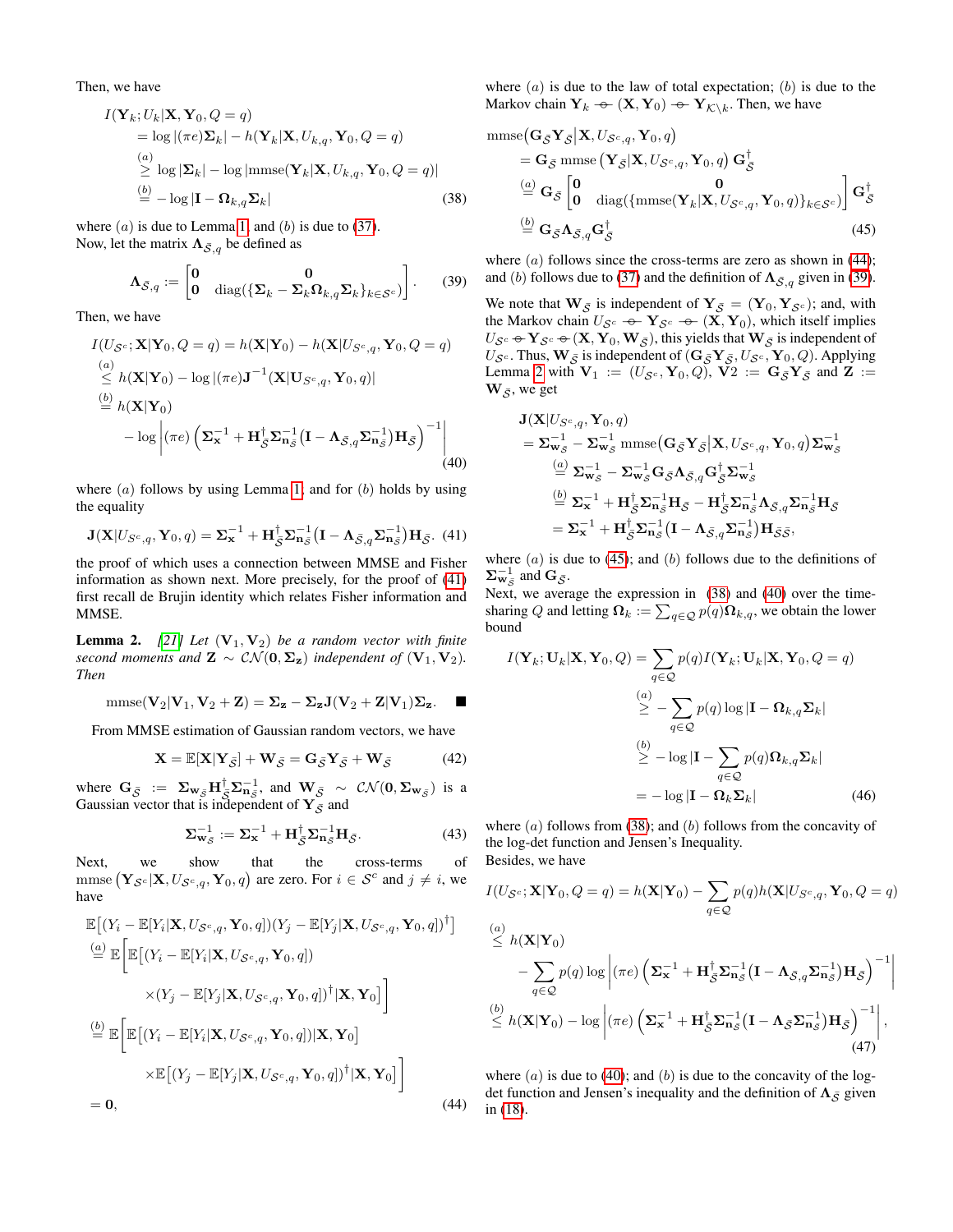Then, we have

$$
\begin{aligned}
&I(\mathbf{Y}_k; U_k|\mathbf{X}, \mathbf{Y}_0, Q=q) \\
&= \log|(\pi e)\mathbf{\Sigma}_k| - h(\mathbf{Y}_k|\mathbf{X}, U_{k,q}, \mathbf{Y}_0, Q=q) \\
&\overset{(a)}{\geq} \log|\mathbf{\Sigma}_k| - \log|\mathrm{mmse}(\mathbf{Y}_k|\mathbf{X}, U_{k,q}, \mathbf{Y}_0, Q=q)| \\
&\overset{(b)}{=} -\log|\mathbf{I} - \mathbf{\Omega}_{k,q}\mathbf{\Sigma}_k| 
\end{aligned} \tag{38}
$$

where $(a)$ is due to Lemma 1; and $(b)$ is due to (37).

Now, let the matrix $\mathbf{\Lambda}_{\bar{\mathcal{S}},q}$ be defined as

$$
\mathbf{\Lambda}_{\bar{\mathcal{S}},q} := \begin{bmatrix} \mathbf{0} & \mathbf{0} \\ \mathbf{0} & \mathrm{diag}(\{\mathbf{\Sigma}_k - \mathbf{\Sigma}_k\mathbf{\Omega}_{k,q}\mathbf{\Sigma}_k\}_{k\in\mathcal{S}^c}) \end{bmatrix}. \tag{39}
$$

Then, we have

$$
\begin{aligned}
&I(U_{\mathcal{S}^c}; \mathbf{X}|\mathbf{Y}_0, Q=q) = h(\mathbf{X}|\mathbf{Y}_0) - h(\mathbf{X}|U_{\mathcal{S}^c,q}, \mathbf{Y}_0, Q=q) \\
&\overset{(a)}{\leq} h(\mathbf{X}|\mathbf{Y}_0) - \log|(\pi e)\mathbf{J}^{-1}(\mathbf{X}|\mathbf{U}_{\mathcal{S}^c,q}, \mathbf{Y}_0, q)| \\
&\overset{(b)}{=} h(\mathbf{X}|\mathbf{Y}_0) \\
&\quad - \log\left|(\pi e)\left(\mathbf{\Sigma}_{\mathbf{x}}^{-1} + \mathbf{H}_{\bar{\mathcal{S}}}^{\dagger}\mathbf{\Sigma}_{\mathbf{n}_{\bar{\mathcal{S}}}}^{-1}\big(\mathbf{I} - \mathbf{\Lambda}_{\bar{\mathcal{S}},q}\mathbf{\Sigma}_{\mathbf{n}_{\bar{\mathcal{S}}}}^{-1}\big)\mathbf{H}_{\bar{\mathcal{S}}}\right)^{-1}\right|
\end{aligned} \tag{40}
$$

where $(a)$ follows by using Lemma 1, and for $(b)$ holds by using the equality

$$
\mathbf{J}(\mathbf{X}|U_{\mathcal{S}^c,q}, \mathbf{Y}_0, q) = \mathbf{\Sigma}_{\mathbf{x}}^{-1} + \mathbf{H}_{\bar{\mathcal{S}}}^{\dagger}\mathbf{\Sigma}_{\mathbf{n}_{\bar{\mathcal{S}}}}^{-1}\big(\mathbf{I} - \mathbf{\Lambda}_{\bar{\mathcal{S}},q}\mathbf{\Sigma}_{\mathbf{n}_{\bar{\mathcal{S}}}}^{-1}\big)\mathbf{H}_{\bar{\mathcal{S}}}. \tag{41}
$$

the proof of which uses a connection between MMSE and Fisher information as shown next. More precisely, for the proof of (41) first recall de Brujin identity which relates Fisher information and MMSE.

**Lemma 2.** *[21] Let $(\mathbf{V}_1, \mathbf{V}_2)$ be a random vector with finite second moments and $\mathbf{Z} \sim \mathcal{CN}(\mathbf{0}, \mathbf{\Sigma}_{\mathbf{Z}})$ independent of $(\mathbf{V}_1, \mathbf{V}_2)$. Then*

$$
\mathrm{mmse}(\mathbf{V}_2|\mathbf{V}_1, \mathbf{V}_2 + \mathbf{Z}) = \mathbf{\Sigma}_{\mathbf{z}} - \mathbf{\Sigma}_{\mathbf{z}}\mathbf{J}(\mathbf{V}_2 + \mathbf{Z}|\mathbf{V}_1)\mathbf{\Sigma}_{\mathbf{z}}. \quad \blacksquare
$$

From MMSE estimation of Gaussian random vectors, we have

$$
\mathbf{X} = \mathbb{E}[\mathbf{X}|\mathbf{Y}_{\bar{\mathcal{S}}}] + \mathbf{W}_{\bar{\mathcal{S}}} = \mathbf{G}_{\bar{\mathcal{S}}}\mathbf{Y}_{\bar{\mathcal{S}}} + \mathbf{W}_{\bar{\mathcal{S}}} \tag{42}
$$

where $\mathbf{G}_{\bar{\mathcal{S}}} := \mathbf{\Sigma}_{\mathbf{w}_{\bar{\mathcal{S}}}}\mathbf{H}_{\bar{\mathcal{S}}}^{\dagger}\mathbf{\Sigma}_{\mathbf{n}_{\bar{\mathcal{S}}}}^{-1}$, and $\mathbf{W}_{\bar{\mathcal{S}}} \sim \mathcal{CN}(\mathbf{0}, \mathbf{\Sigma}_{\mathbf{w}_{\bar{\mathcal{S}}}})$ is a Gaussian vector that is independent of $\mathbf{Y}_{\bar{\mathcal{S}}}$ and

$$
\mathbf{\Sigma}_{\mathbf{w}_{\bar{\mathcal{S}}}}^{-1} := \mathbf{\Sigma}_{\mathbf{x}}^{-1} + \mathbf{H}_{\bar{\mathcal{S}}}^{\dagger}\mathbf{\Sigma}_{\mathbf{n}_{\bar{\mathcal{S}}}}^{-1}\mathbf{H}_{\bar{\mathcal{S}}}. \tag{43}
$$

Next, we show that the cross-terms of $\mathrm{mmse}\left(\mathbf{Y}_{\mathcal{S}^c}|\mathbf{X}, U_{\mathcal{S}^c,q}, \mathbf{Y}_0, q\right)$ are zero. For $i \in \mathcal{S}^c$ and $j \neq i$, we have

$$
\begin{aligned}
&\mathbb{E}\big[(Y_i - \mathbb{E}[Y_i|\mathbf{X}, U_{\mathcal{S}^c,q}, \mathbf{Y}_0, q])(Y_j - \mathbb{E}[Y_j|\mathbf{X}, U_{\mathcal{S}^c,q}, \mathbf{Y}_0, q])^{\dagger}\big] \\
&\overset{(a)}{=} \mathbb{E}\Big[\mathbb{E}\big[(Y_i - \mathbb{E}[Y_i|\mathbf{X}, U_{\mathcal{S}^c,q}, \mathbf{Y}_0, q]) \\
&\qquad \times (Y_j - \mathbb{E}[Y_j|\mathbf{X}, U_{\mathcal{S}^c,q}, \mathbf{Y}_0, q])^{\dagger}|\mathbf{X}, \mathbf{Y}_0\big]\Big] \\
&\overset{(b)}{=} \mathbb{E}\Big[\mathbb{E}\big[(Y_i - \mathbb{E}[Y_i|\mathbf{X}, U_{\mathcal{S}^c,q}, \mathbf{Y}_0, q])|\mathbf{X}, \mathbf{Y}_0\big] \\
&\qquad \times \mathbb{E}\big[(Y_j - \mathbb{E}[Y_j|\mathbf{X}, U_{\mathcal{S}^c,q}, \mathbf{Y}_0, q])^{\dagger}|\mathbf{X}, \mathbf{Y}_0\big]\Big] \\
&= \mathbf{0},
\end{aligned} \tag{44}
$$

where $(a)$ is due to the law of total expectation; $(b)$ is due to the Markov chain $\mathbf{Y}_k -\!\!\circ\!\!- (\mathbf{X}, \mathbf{Y}_0) -\!\!\circ\!\!- \mathbf{Y}_{\mathcal{K}\setminus k}$. Then, we have

$$
\begin{aligned}
&\mathrm{mmse}\big(\mathbf{G}_{\bar{\mathcal{S}}}\mathbf{Y}_{\bar{\mathcal{S}}}\big|\mathbf{X}, U_{\mathcal{S}^c,q}, \mathbf{Y}_0, q\big) \\
&= \mathbf{G}_{\bar{\mathcal{S}}}\,\mathrm{mmse}\left(\mathbf{Y}_{\bar{\mathcal{S}}}|\mathbf{X}, U_{\mathcal{S}^c,q}, \mathbf{Y}_0, q\right)\mathbf{G}_{\bar{\mathcal{S}}}^{\dagger} \\
&\overset{(a)}{=} \mathbf{G}_{\bar{\mathcal{S}}}\begin{bmatrix} \mathbf{0} & \mathbf{0} \\ \mathbf{0} & \mathrm{diag}(\{\mathrm{mmse}(\mathbf{Y}_k|\mathbf{X}, U_{\mathcal{S}^c,q}, \mathbf{Y}_0, q)\}_{k\in\mathcal{S}^c}) \end{bmatrix}\mathbf{G}_{\bar{\mathcal{S}}}^{\dagger} \\
&\overset{(b)}{=} \mathbf{G}_{\bar{\mathcal{S}}}\mathbf{\Lambda}_{\bar{\mathcal{S}},q}\mathbf{G}_{\bar{\mathcal{S}}}^{\dagger}
\end{aligned} \tag{45}
$$

where $(a)$ follows since the cross-terms are zero as shown in (44); and $(b)$ follows due to (37) and the definition of $\mathbf{\Lambda}_{\bar{\mathcal{S}},q}$ given in (39).

We note that $\mathbf{W}_{\bar{\mathcal{S}}}$ is independent of $\mathbf{Y}_{\bar{\mathcal{S}}} = (\mathbf{Y}_0, \mathbf{Y}_{\mathcal{S}^c})$; and, with the Markov chain $U_{\mathcal{S}^c} -\!\!\circ\!\!- \mathbf{Y}_{\mathcal{S}^c} -\!\!\circ\!\!- (\mathbf{X}, \mathbf{Y}_0)$, which itself implies $U_{\mathcal{S}^c} -\!\!\circ\!\!- \mathbf{Y}_{\mathcal{S}^c} -\!\!\circ\!\!- (\mathbf{X}, \mathbf{Y}_0, \mathbf{W}_{\bar{\mathcal{S}}})$, this yields that $\mathbf{W}_{\bar{\mathcal{S}}}$ is independent of $U_{\mathcal{S}^c}$. Thus, $\mathbf{W}_{\bar{\mathcal{S}}}$ is independent of $(\mathbf{G}_{\bar{\mathcal{S}}}\mathbf{Y}_{\bar{\mathcal{S}}}, U_{\mathcal{S}^c}, \mathbf{Y}_0, Q)$. Applying Lemma 2 with $\mathbf{V}_1 := (U_{\mathcal{S}^c}, \mathbf{Y}_0, Q)$, $\mathbf{V}2 := \mathbf{G}_{\bar{\mathcal{S}}}\mathbf{Y}_{\bar{\mathcal{S}}}$ and $\mathbf{Z} := \mathbf{W}_{\bar{\mathcal{S}}}$, we get

$$
\begin{aligned}
&\mathbf{J}(\mathbf{X}|U_{\mathcal{S}^c,q}, \mathbf{Y}_0, q) \\
&= \mathbf{\Sigma}_{\mathbf{w}_{\bar{\mathcal{S}}}}^{-1} - \mathbf{\Sigma}_{\mathbf{w}_{\bar{\mathcal{S}}}}^{-1}\,\mathrm{mmse}\big(\mathbf{G}_{\bar{\mathcal{S}}}\mathbf{Y}_{\bar{\mathcal{S}}}\big|\mathbf{X}, U_{\mathcal{S}^c,q}, \mathbf{Y}_0, q\big)\mathbf{\Sigma}_{\mathbf{w}_{\bar{\mathcal{S}}}}^{-1} \\
&\overset{(a)}{=} \mathbf{\Sigma}_{\mathbf{w}_{\bar{\mathcal{S}}}}^{-1} - \mathbf{\Sigma}_{\mathbf{w}_{\bar{\mathcal{S}}}}^{-1}\mathbf{G}_{\bar{\mathcal{S}}}\mathbf{\Lambda}_{\bar{\mathcal{S}},q}\mathbf{G}_{\bar{\mathcal{S}}}^{\dagger}\mathbf{\Sigma}_{\mathbf{w}_{\bar{\mathcal{S}}}}^{-1} \\
&\overset{(b)}{=} \mathbf{\Sigma}_{\mathbf{x}}^{-1} + \mathbf{H}_{\bar{\mathcal{S}}}^{\dagger}\mathbf{\Sigma}_{\mathbf{n}_{\bar{\mathcal{S}}}}^{-1}\mathbf{H}_{\bar{\mathcal{S}}} - \mathbf{H}_{\bar{\mathcal{S}}}^{\dagger}\mathbf{\Sigma}_{\mathbf{n}_{\bar{\mathcal{S}}}}^{-1}\mathbf{\Lambda}_{\bar{\mathcal{S}},q}\mathbf{\Sigma}_{\mathbf{n}_{\bar{\mathcal{S}}}}^{-1}\mathbf{H}_{\bar{\mathcal{S}}} \\
&= \mathbf{\Sigma}_{\mathbf{x}}^{-1} + \mathbf{H}_{\bar{\mathcal{S}}}^{\dagger}\mathbf{\Sigma}_{\mathbf{n}_{\bar{\mathcal{S}}}}^{-1}\big(\mathbf{I} - \mathbf{\Lambda}_{\bar{\mathcal{S}},q}\mathbf{\Sigma}_{\mathbf{n}_{\bar{\mathcal{S}}}}^{-1}\big)\mathbf{H}_{\bar{\mathcal{S}}\bar{\mathcal{S}}},
\end{aligned}
$$

where $(a)$ is due to (45); and $(b)$ follows due to the definitions of $\mathbf{\Sigma}_{\mathbf{w}_{\bar{\mathcal{S}}}}^{-1}$ and $\mathbf{G}_{\bar{\mathcal{S}}}$.

Next, we average the expression in (38) and (40) over the time-sharing $Q$ and letting $\mathbf{\Omega}_k := \sum_{q\in\mathcal{Q}} p(q)\mathbf{\Omega}_{k,q}$, we obtain the lower bound

$$
\begin{aligned}
I(\mathbf{Y}_k; \mathbf{U}_k|\mathbf{X}, \mathbf{Y}_0, Q) &= \sum_{q\in\mathcal{Q}} p(q) I(\mathbf{Y}_k; \mathbf{U}_k|\mathbf{X}, \mathbf{Y}_0, Q=q) \\
&\overset{(a)}{\geq} -\sum_{q\in\mathcal{Q}} p(q)\log|\mathbf{I} - \mathbf{\Omega}_{k,q}\mathbf{\Sigma}_k| \\
&\overset{(b)}{\geq} -\log|\mathbf{I} - \sum_{q\in\mathcal{Q}} p(q)\mathbf{\Omega}_{k,q}\mathbf{\Sigma}_k| \\
&= -\log|\mathbf{I} - \mathbf{\Omega}_k\mathbf{\Sigma}_k|
\end{aligned} \tag{46}
$$

where $(a)$ follows from (38); and $(b)$ follows from the concavity of the log-det function and Jensen's Inequality.

Besides, we have

$$
\begin{aligned}
&I(U_{\mathcal{S}^c}; \mathbf{X}|\mathbf{Y}_0, Q=q) = h(\mathbf{X}|\mathbf{Y}_0) - \sum_{q\in\mathcal{Q}} p(q) h(\mathbf{X}|U_{\mathcal{S}^c,q}, \mathbf{Y}_0, Q=q) \\
&\overset{(a)}{\leq} h(\mathbf{X}|\mathbf{Y}_0) \\
&\quad - \sum_{q\in\mathcal{Q}} p(q)\log\left|(\pi e)\left(\mathbf{\Sigma}_{\mathbf{x}}^{-1} + \mathbf{H}_{\bar{\mathcal{S}}}^{\dagger}\mathbf{\Sigma}_{\mathbf{n}_{\bar{\mathcal{S}}}}^{-1}\big(\mathbf{I} - \mathbf{\Lambda}_{\bar{\mathcal{S}},q}\mathbf{\Sigma}_{\mathbf{n}_{\bar{\mathcal{S}}}}^{-1}\big)\mathbf{H}_{\bar{\mathcal{S}}}\right)^{-1}\right| \\
&\overset{(b)}{\leq} h(\mathbf{X}|\mathbf{Y}_0) - \log\left|(\pi e)\left(\mathbf{\Sigma}_{\mathbf{x}}^{-1} + \mathbf{H}_{\bar{\mathcal{S}}}^{\dagger}\mathbf{\Sigma}_{\mathbf{n}_{\bar{\mathcal{S}}}}^{-1}\big(\mathbf{I} - \mathbf{\Lambda}_{\bar{\mathcal{S}}}\mathbf{\Sigma}_{\mathbf{n}_{\bar{\mathcal{S}}}}^{-1}\big)\mathbf{H}_{\bar{\mathcal{S}}}\right)^{-1}\right|,
\end{aligned} \tag{47}
$$

where $(a)$ is due to (40); and $(b)$ is due to the concavity of the log-det function and Jensen's inequality and the definition of $\mathbf{\Lambda}_{\bar{\mathcal{S}}}$ given in (18).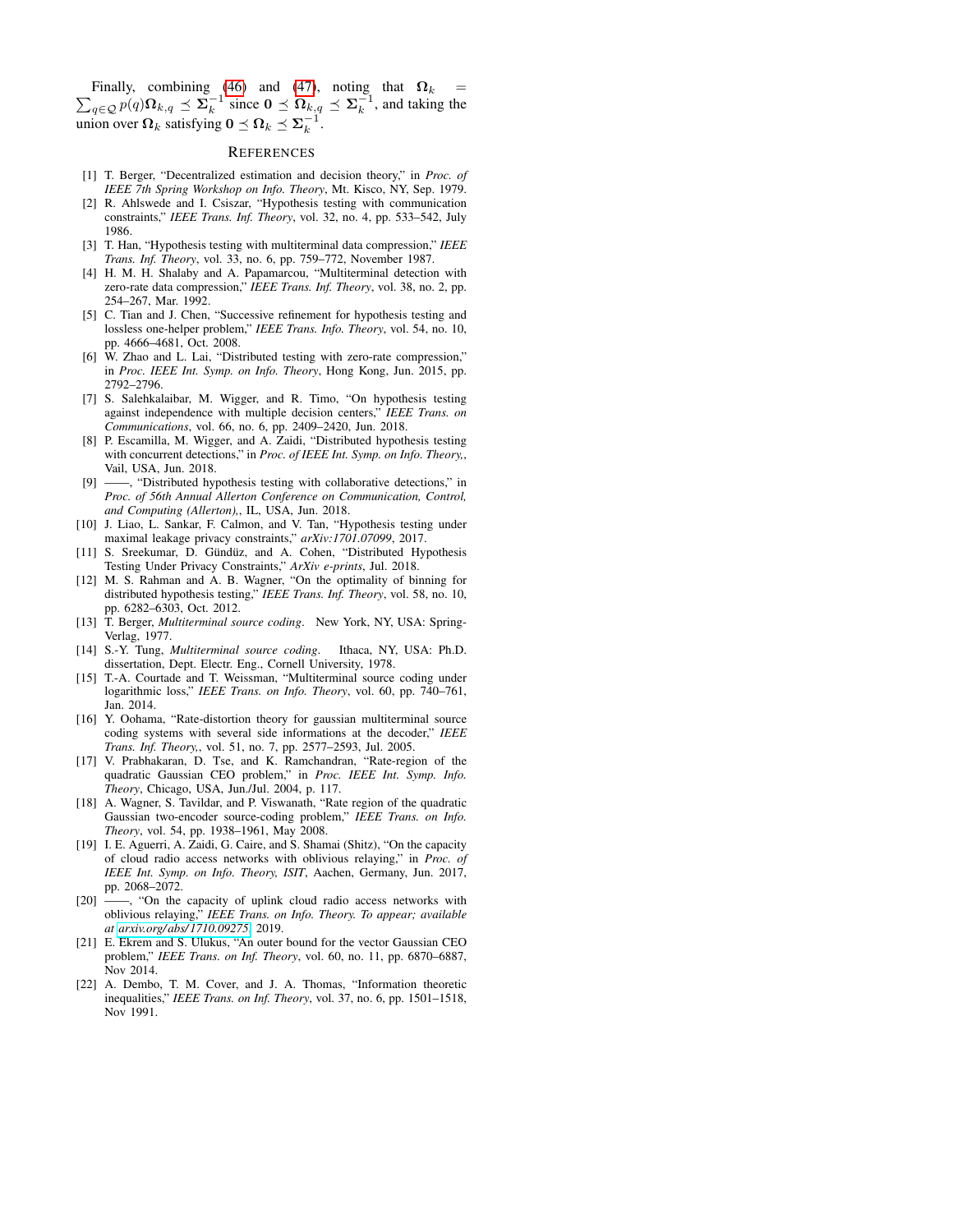Finally, combining (46) and (47), noting that $\mathbf{\Omega}_k = \sum_{q\in\mathcal{Q}} p(q)\mathbf{\Omega}_{k,q} \preceq \mathbf{\Sigma}_k^{-1}$ since $\mathbf{0} \preceq \mathbf{\Omega}_{k,q} \preceq \mathbf{\Sigma}_k^{-1}$, and taking the union over $\mathbf{\Omega}_k$ satisfying $\mathbf{0} \preceq \mathbf{\Omega}_k \preceq \mathbf{\Sigma}_k^{-1}$.

## References

[1] T. Berger, "Decentralized estimation and decision theory," in *Proc. of IEEE 7th Spring Workshop on Info. Theory*, Mt. Kisco, NY, Sep. 1979.

[2] R. Ahlswede and I. Csiszar, "Hypothesis testing with communication constraints," *IEEE Trans. Inf. Theory*, vol. 32, no. 4, pp. 533–542, July 1986.

[3] T. Han, "Hypothesis testing with multiterminal data compression," *IEEE Trans. Inf. Theory*, vol. 33, no. 6, pp. 759–772, November 1987.

[4] H. M. H. Shalaby and A. Papamarcou, "Multiterminal detection with zero-rate data compression," *IEEE Trans. Inf. Theory*, vol. 38, no. 2, pp. 254–267, Mar. 1992.

[5] C. Tian and J. Chen, "Successive refinement for hypothesis testing and lossless one-helper problem," *IEEE Trans. Info. Theory*, vol. 54, no. 10, pp. 4666–4681, Oct. 2008.

[6] W. Zhao and L. Lai, "Distributed testing with zero-rate compression," in *Proc. IEEE Int. Symp. on Info. Theory*, Hong Kong, Jun. 2015, pp. 2792–2796.

[7] S. Salehkalaibar, M. Wigger, and R. Timo, "On hypothesis testing against independence with multiple decision centers," *IEEE Trans. on Communications*, vol. 66, no. 6, pp. 2409–2420, Jun. 2018.

[8] P. Escamilla, M. Wigger, and A. Zaidi, "Distributed hypothesis testing with concurrent detections," in *Proc. of IEEE Int. Symp. on Info. Theory,*, Vail, USA, Jun. 2018.

[9] ——, "Distributed hypothesis testing with collaborative detections," in *Proc. of 56th Annual Allerton Conference on Communication, Control, and Computing (Allerton),*, IL, USA, Jun. 2018.

[10] J. Liao, L. Sankar, F. Calmon, and V. Tan, "Hypothesis testing under maximal leakage privacy constraints," *arXiv:1701.07099*, 2017.

[11] S. Sreekumar, D. Gündüz, and A. Cohen, "Distributed Hypothesis Testing Under Privacy Constraints," *ArXiv e-prints*, Jul. 2018.

[12] M. S. Rahman and A. B. Wagner, "On the optimality of binning for distributed hypothesis testing," *IEEE Trans. Inf. Theory*, vol. 58, no. 10, pp. 6282–6303, Oct. 2012.

[13] T. Berger, *Multiterminal source coding*. New York, NY, USA: Spring-Verlag, 1977.

[14] S.-Y. Tung, *Multiterminal source coding*. Ithaca, NY, USA: Ph.D. dissertation, Dept. Electr. Eng., Cornell University, 1978.

[15] T.-A. Courtade and T. Weissman, "Multiterminal source coding under logarithmic loss," *IEEE Trans. on Info. Theory*, vol. 60, pp. 740–761, Jan. 2014.

[16] Y. Oohama, "Rate-distortion theory for gaussian multiterminal source coding systems with several side informations at the decoder," *IEEE Trans. Inf. Theory,*, vol. 51, no. 7, pp. 2577–2593, Jul. 2005.

[17] V. Prabhakaran, D. Tse, and K. Ramchandran, "Rate-region of the quadratic Gaussian CEO problem," in *Proc. IEEE Int. Symp. Info. Theory*, Chicago, USA, Jun./Jul. 2004, p. 117.

[18] A. Wagner, S. Tavildar, and P. Viswanath, "Rate region of the quadratic Gaussian two-encoder source-coding problem," *IEEE Trans. on Info. Theory*, vol. 54, pp. 1938–1961, May 2008.

[19] I. E. Aguerri, A. Zaidi, G. Caire, and S. Shamai (Shitz), "On the capacity of cloud radio access networks with oblivious relaying," in *Proc. of IEEE Int. Symp. on Info. Theory, ISIT*, Aachen, Germany, Jun. 2017, pp. 2068–2072.

[20] ——, "On the capacity of uplink cloud radio access networks with oblivious relaying," *IEEE Trans. on Info. Theory. To appear; available at arxiv.org/abs/1710.09275*, 2019.

[21] E. Ekrem and S. Ulukus, "An outer bound for the vector Gaussian CEO problem," *IEEE Trans. on Inf. Theory*, vol. 60, no. 11, pp. 6870–6887, Nov 2014.

[22] A. Dembo, T. M. Cover, and J. A. Thomas, "Information theoretic inequalities," *IEEE Trans. on Inf. Theory*, vol. 37, no. 6, pp. 1501–1518, Nov 1991.